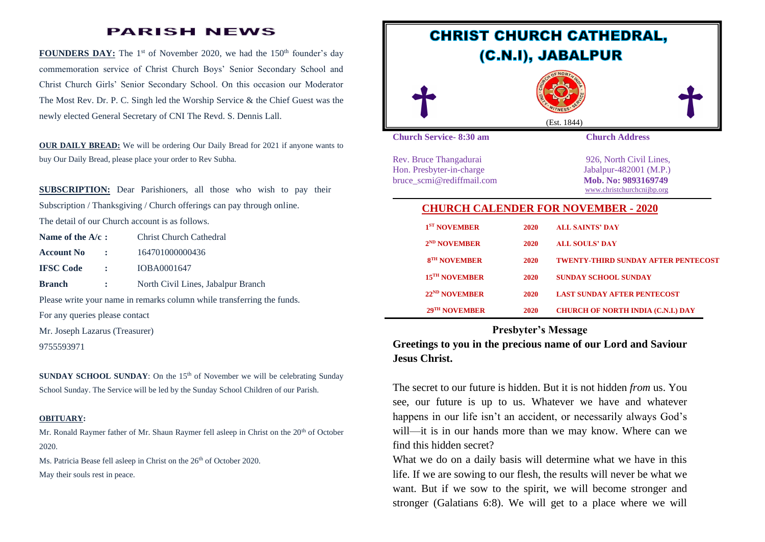# PARISH NEWS

**FOUNDERS DAY:** The 1st of November 2020, we had the 150th founder's day commemoration service of Christ Church Boys' Senior Secondary School and Christ Church Girls' Senior Secondary School. On this occasion our Moderator The Most Rev. Dr. P. C. Singh led the Worship Service & the Chief Guest was the newly elected General Secretary of CNI The Revd. S. Dennis Lall.

**OUR DAILY BREAD:** We will be ordering Our Daily Bread for 2021 if anyone wants to buy Our Daily Bread, please place your order to Rev Subha.

**SUBSCRIPTION:** Dear Parishioners, all those who wish to pay their Subscription / Thanksgiving / Church offerings can pay through online.

The detail of our Church account is as follows.

| | | |
|---|---|---|
| **Name of the A/c :** | | Christ Church Cathedral |
| **Account No** | **:** | 164701000000436 |
| **IFSC Code** | **:** | IOBA0001647 |
| **Branch** | **:** | North Civil Lines, Jabalpur Branch |

Please write your name in remarks column while transferring the funds.

For any queries please contact

Mr. Joseph Lazarus (Treasurer)

9755593971

**SUNDAY SCHOOL SUNDAY**: On the 15th of November we will be celebrating Sunday School Sunday. The Service will be led by the Sunday School Children of our Parish.

**OBITUARY:**

Mr. Ronald Raymer father of Mr. Shaun Raymer fell asleep in Christ on the 20th of October 2020.

Ms. Patricia Bease fell asleep in Christ on the 26th of October 2020.

May their souls rest in peace.

# CHRIST CHURCH CATHEDRAL, (C.N.I), JABALPUR

(Est. 1844)

**Church Service- 8:30 am**

Rev. Bruce Thangadurai
Hon. Presbyter-in-charge
bruce_scmi@rediffmail.com

**Church Address**

926, North Civil Lines,
Jabalpur-482001 (M.P.)
**Mob. No: 9893169749**
www.christchurchcnijbp.org

## CHURCH CALENDER FOR NOVEMBER - 2020

| | | |
|---|---|---|
| 1ST NOVEMBER | 2020 | ALL SAINTS' DAY |
| 2ND NOVEMBER | 2020 | ALL SOULS' DAY |
| 8TH NOVEMBER | 2020 | TWENTY-THIRD SUNDAY AFTER PENTECOST |
| 15TH NOVEMBER | 2020 | SUNDAY SCHOOL SUNDAY |
| 22ND NOVEMBER | 2020 | LAST SUNDAY AFTER PENTECOST |
| 29TH NOVEMBER | 2020 | CHURCH OF NORTH INDIA (C.N.I.) DAY |

## Presbyter's Message

**Greetings to you in the precious name of our Lord and Saviour Jesus Christ.**

The secret to our future is hidden. But it is not hidden *from* us. You see, our future is up to us. Whatever we have and whatever happens in our life isn't an accident, or necessarily always God's will—it is in our hands more than we may know. Where can we find this hidden secret?

What we do on a daily basis will determine what we have in this life. If we are sowing to our flesh, the results will never be what we want. But if we sow to the spirit, we will become stronger and stronger (Galatians 6:8). We will get to a place where we will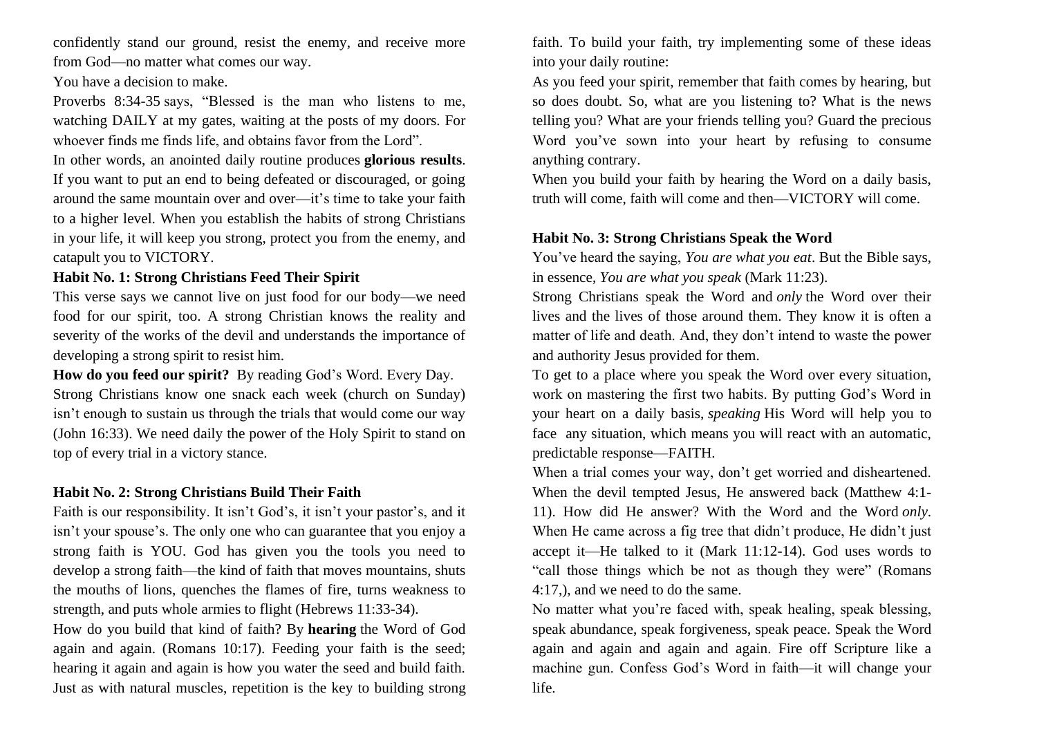confidently stand our ground, resist the enemy, and receive more from God—no matter what comes our way.

You have a decision to make.

Proverbs 8:34-35 says, "Blessed is the man who listens to me, watching DAILY at my gates, waiting at the posts of my doors. For whoever finds me finds life, and obtains favor from the Lord".

In other words, an anointed daily routine produces **glorious results**. If you want to put an end to being defeated or discouraged, or going around the same mountain over and over—it's time to take your faith to a higher level. When you establish the habits of strong Christians in your life, it will keep you strong, protect you from the enemy, and catapult you to VICTORY.

**Habit No. 1: Strong Christians Feed Their Spirit**

This verse says we cannot live on just food for our body—we need food for our spirit, too. A strong Christian knows the reality and severity of the works of the devil and understands the importance of developing a strong spirit to resist him.

**How do you feed our spirit?** By reading God's Word. Every Day.

Strong Christians know one snack each week (church on Sunday) isn't enough to sustain us through the trials that would come our way (John 16:33). We need daily the power of the Holy Spirit to stand on top of every trial in a victory stance.

**Habit No. 2: Strong Christians Build Their Faith**

Faith is our responsibility. It isn't God's, it isn't your pastor's, and it isn't your spouse's. The only one who can guarantee that you enjoy a strong faith is YOU. God has given you the tools you need to develop a strong faith—the kind of faith that moves mountains, shuts the mouths of lions, quenches the flames of fire, turns weakness to strength, and puts whole armies to flight (Hebrews 11:33-34).

How do you build that kind of faith? By **hearing** the Word of God again and again. (Romans 10:17). Feeding your faith is the seed; hearing it again and again is how you water the seed and build faith. Just as with natural muscles, repetition is the key to building strong faith. To build your faith, try implementing some of these ideas into your daily routine:

As you feed your spirit, remember that faith comes by hearing, but so does doubt. So, what are you listening to? What is the news telling you? What are your friends telling you? Guard the precious Word you've sown into your heart by refusing to consume anything contrary.

When you build your faith by hearing the Word on a daily basis, truth will come, faith will come and then—VICTORY will come.

**Habit No. 3: Strong Christians Speak the Word**

You've heard the saying, *You are what you eat*. But the Bible says, in essence, *You are what you speak* (Mark 11:23).

Strong Christians speak the Word and *only* the Word over their lives and the lives of those around them. They know it is often a matter of life and death. And, they don't intend to waste the power and authority Jesus provided for them.

To get to a place where you speak the Word over every situation, work on mastering the first two habits. By putting God's Word in your heart on a daily basis, *speaking* His Word will help you to face any situation, which means you will react with an automatic, predictable response—FAITH.

When a trial comes your way, don't get worried and disheartened. When the devil tempted Jesus, He answered back (Matthew 4:1-11). How did He answer? With the Word and the Word *only*. When He came across a fig tree that didn't produce, He didn't just accept it—He talked to it (Mark 11:12-14). God uses words to "call those things which be not as though they were" (Romans 4:17,), and we need to do the same.

No matter what you're faced with, speak healing, speak blessing, speak abundance, speak forgiveness, speak peace. Speak the Word again and again and again and again. Fire off Scripture like a machine gun. Confess God's Word in faith—it will change your life.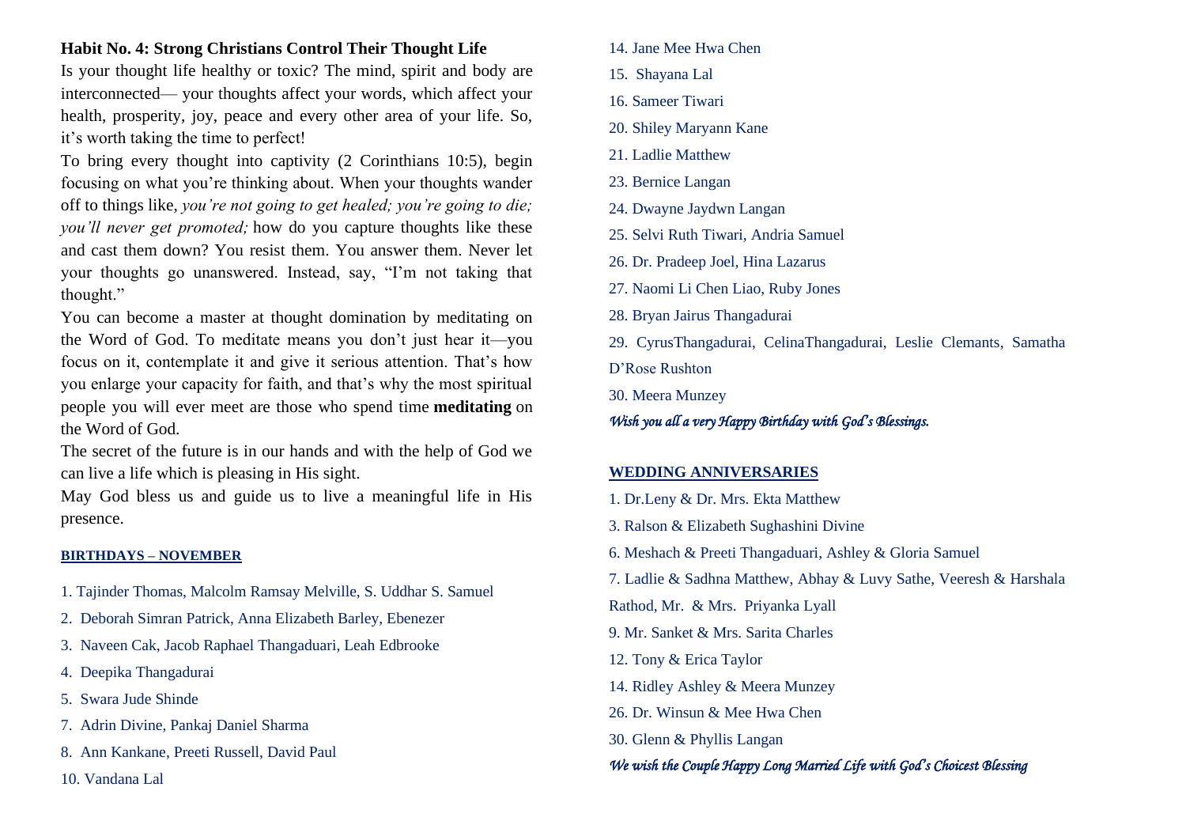**Habit No. 4: Strong Christians Control Their Thought Life**

Is your thought life healthy or toxic? The mind, spirit and body are interconnected— your thoughts affect your words, which affect your health, prosperity, joy, peace and every other area of your life. So, it's worth taking the time to perfect!

To bring every thought into captivity (2 Corinthians 10:5), begin focusing on what you're thinking about. When your thoughts wander off to things like, *you're not going to get healed; you're going to die; you'll never get promoted;* how do you capture thoughts like these and cast them down? You resist them. You answer them. Never let your thoughts go unanswered. Instead, say, "I'm not taking that thought."

You can become a master at thought domination by meditating on the Word of God. To meditate means you don't just hear it—you focus on it, contemplate it and give it serious attention. That's how you enlarge your capacity for faith, and that's why the most spiritual people you will ever meet are those who spend time **meditating** on the Word of God.

The secret of the future is in our hands and with the help of God we can live a life which is pleasing in His sight.

May God bless us and guide us to live a meaningful life in His presence.

**BIRTHDAYS – NOVEMBER**

1. Tajinder Thomas, Malcolm Ramsay Melville, S. Uddhar S. Samuel
2. Deborah Simran Patrick, Anna Elizabeth Barley, Ebenezer
3. Naveen Cak, Jacob Raphael Thangaduari, Leah Edbrooke
4. Deepika Thangadurai
5. Swara Jude Shinde
7. Adrin Divine, Pankaj Daniel Sharma
8. Ann Kankane, Preeti Russell, David Paul
10. Vandana Lal
14. Jane Mee Hwa Chen
15. Shayana Lal
16. Sameer Tiwari
20. Shiley Maryann Kane
21. Ladlie Matthew
23. Bernice Langan
24. Dwayne Jaydwn Langan
25. Selvi Ruth Tiwari, Andria Samuel
26. Dr. Pradeep Joel, Hina Lazarus
27. Naomi Li Chen Liao, Ruby Jones
28. Bryan Jairus Thangadurai
29. CyrusThangadurai, CelinaThangadurai, Leslie Clemants, Samatha D'Rose Rushton
30. Meera Munzey

*Wish you all a very Happy Birthday with God's Blessings.*

**WEDDING ANNIVERSARIES**

1. Dr.Leny & Dr. Mrs. Ekta Matthew
3. Ralson & Elizabeth Sughashini Divine
6. Meshach & Preeti Thangaduari, Ashley & Gloria Samuel
7. Ladlie & Sadhna Matthew, Abhay & Luvy Sathe, Veeresh & Harshala Rathod, Mr. & Mrs. Priyanka Lyall
9. Mr. Sanket & Mrs. Sarita Charles
12. Tony & Erica Taylor
14. Ridley Ashley & Meera Munzey
26. Dr. Winsun & Mee Hwa Chen
30. Glenn & Phyllis Langan

*We wish the Couple Happy Long Married Life with God's Choicest Blessing*